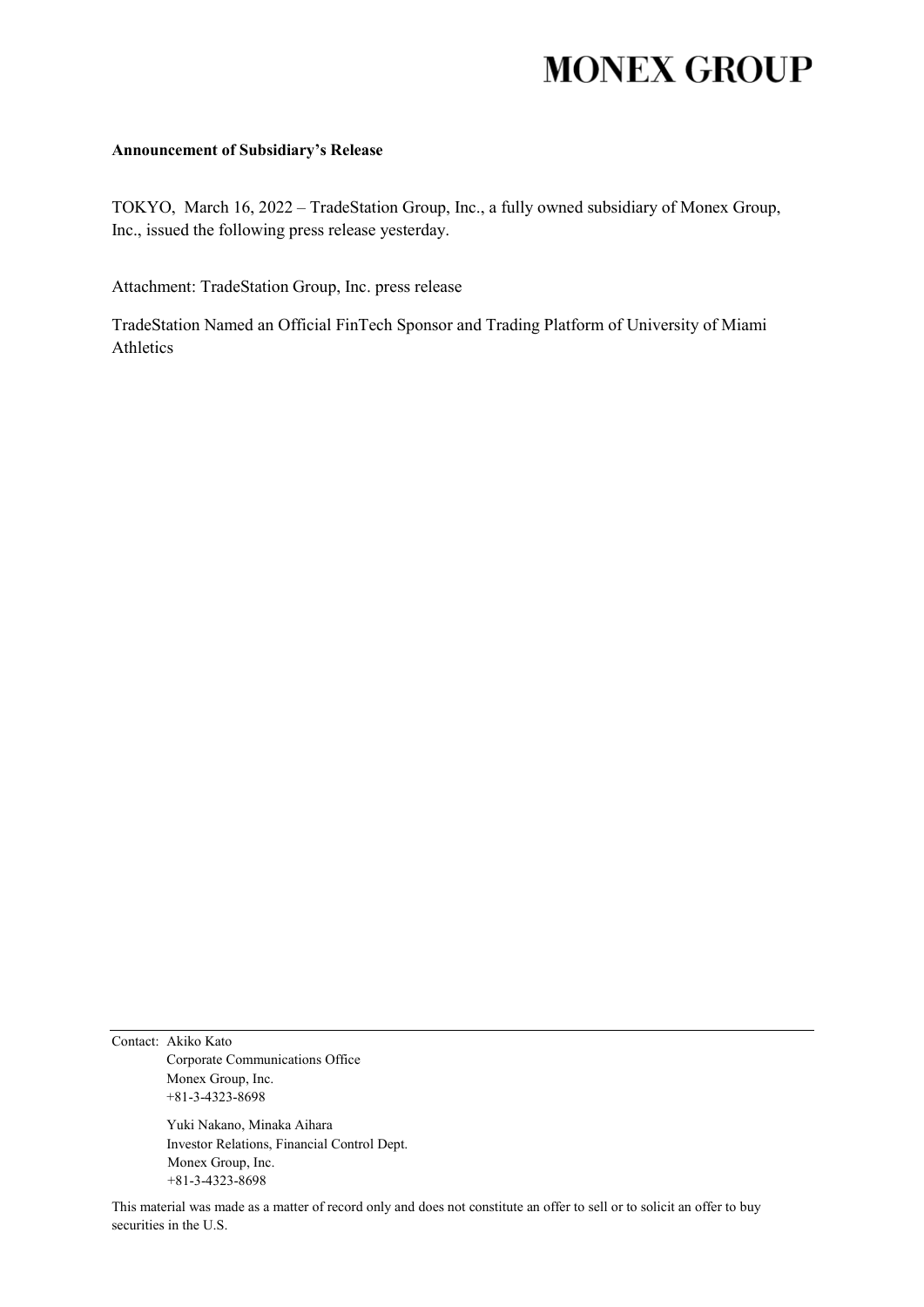# MONEX GROUP

**Announcement of Subsidiary's Release**

TOKYO, March 16, 2022 – TradeStation Group, Inc., a fully owned subsidiary of Monex Group, Inc., issued the following press release yesterday.

Attachment: TradeStation Group, Inc. press release

TradeStation Named an Official FinTech Sponsor and Trading Platform of University of Miami Athletics

---

Contact: Akiko Kato
Corporate Communications Office
Monex Group, Inc.
+81-3-4323-8698

Yuki Nakano, Minaka Aihara
Investor Relations, Financial Control Dept.
Monex Group, Inc.
+81-3-4323-8698

This material was made as a matter of record only and does not constitute an offer to sell or to solicit an offer to buy securities in the U.S.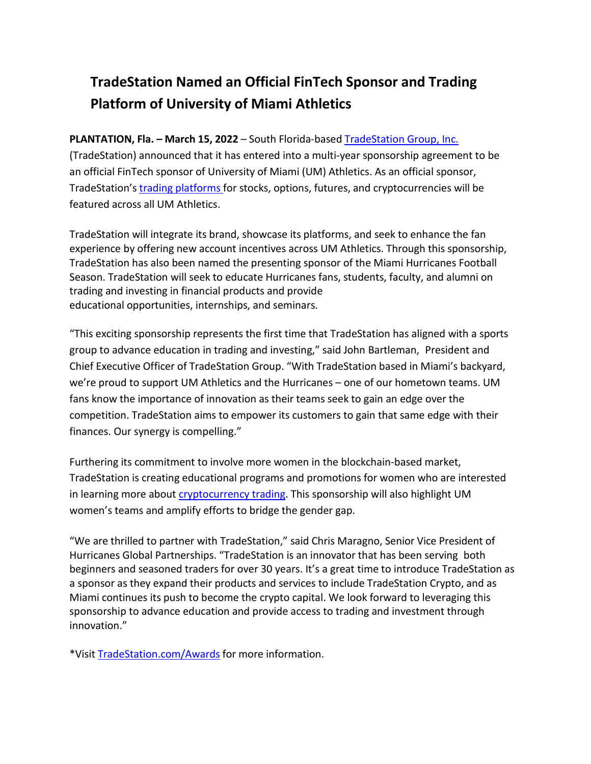# TradeStation Named an Official FinTech Sponsor and Trading Platform of University of Miami Athletics

**PLANTATION, Fla. – March 15, 2022** – South Florida-based [TradeStation Group, Inc.](#) (TradeStation) announced that it has entered into a multi-year sponsorship agreement to be an official FinTech sponsor of University of Miami (UM) Athletics. As an official sponsor, TradeStation's [trading platforms](#) for stocks, options, futures, and cryptocurrencies will be featured across all UM Athletics.

TradeStation will integrate its brand, showcase its platforms, and seek to enhance the fan experience by offering new account incentives across UM Athletics. Through this sponsorship, TradeStation has also been named the presenting sponsor of the Miami Hurricanes Football Season. TradeStation will seek to educate Hurricanes fans, students, faculty, and alumni on trading and investing in financial products and provide educational opportunities, internships, and seminars.

"This exciting sponsorship represents the first time that TradeStation has aligned with a sports group to advance education in trading and investing," said John Bartleman, President and Chief Executive Officer of TradeStation Group. "With TradeStation based in Miami's backyard, we're proud to support UM Athletics and the Hurricanes – one of our hometown teams. UM fans know the importance of innovation as their teams seek to gain an edge over the competition. TradeStation aims to empower its customers to gain that same edge with their finances. Our synergy is compelling."

Furthering its commitment to involve more women in the blockchain-based market, TradeStation is creating educational programs and promotions for women who are interested in learning more about [cryptocurrency trading](#). This sponsorship will also highlight UM women's teams and amplify efforts to bridge the gender gap.

"We are thrilled to partner with TradeStation," said Chris Maragno, Senior Vice President of Hurricanes Global Partnerships. "TradeStation is an innovator that has been serving both beginners and seasoned traders for over 30 years. It's a great time to introduce TradeStation as a sponsor as they expand their products and services to include TradeStation Crypto, and as Miami continues its push to become the crypto capital. We look forward to leveraging this sponsorship to advance education and provide access to trading and investment through innovation."

*Visit [TradeStation.com/Awards](#) for more information.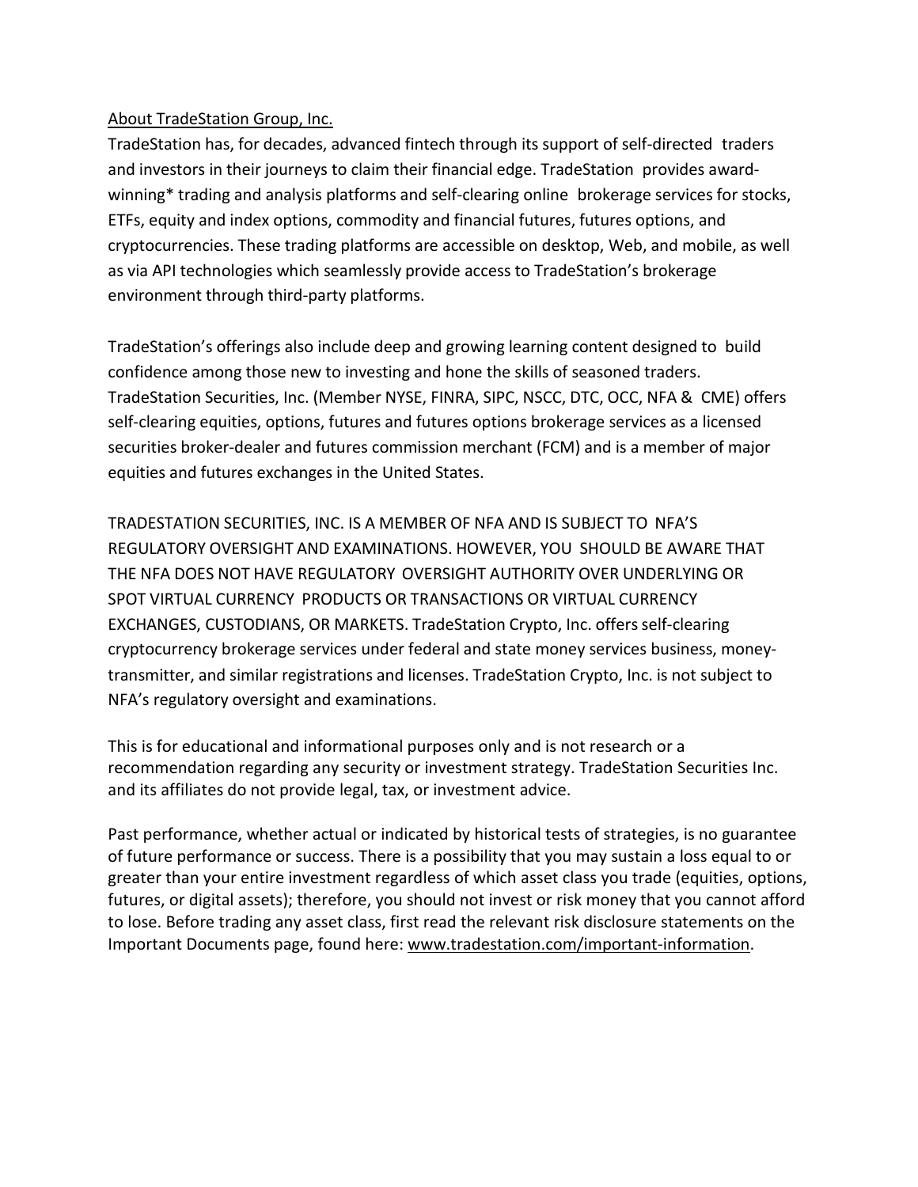## About TradeStation Group, Inc.

TradeStation has, for decades, advanced fintech through its support of self-directed traders and investors in their journeys to claim their financial edge. TradeStation provides award-winning* trading and analysis platforms and self-clearing online brokerage services for stocks, ETFs, equity and index options, commodity and financial futures, futures options, and cryptocurrencies. These trading platforms are accessible on desktop, Web, and mobile, as well as via API technologies which seamlessly provide access to TradeStation's brokerage environment through third-party platforms.

TradeStation's offerings also include deep and growing learning content designed to build confidence among those new to investing and hone the skills of seasoned traders. TradeStation Securities, Inc. (Member NYSE, FINRA, SIPC, NSCC, DTC, OCC, NFA & CME) offers self-clearing equities, options, futures and futures options brokerage services as a licensed securities broker-dealer and futures commission merchant (FCM) and is a member of major equities and futures exchanges in the United States.

TRADESTATION SECURITIES, INC. IS A MEMBER OF NFA AND IS SUBJECT TO NFA'S REGULATORY OVERSIGHT AND EXAMINATIONS. HOWEVER, YOU SHOULD BE AWARE THAT THE NFA DOES NOT HAVE REGULATORY OVERSIGHT AUTHORITY OVER UNDERLYING OR SPOT VIRTUAL CURRENCY PRODUCTS OR TRANSACTIONS OR VIRTUAL CURRENCY EXCHANGES, CUSTODIANS, OR MARKETS. TradeStation Crypto, Inc. offers self-clearing cryptocurrency brokerage services under federal and state money services business, money-transmitter, and similar registrations and licenses. TradeStation Crypto, Inc. is not subject to NFA's regulatory oversight and examinations.

This is for educational and informational purposes only and is not research or a recommendation regarding any security or investment strategy. TradeStation Securities Inc. and its affiliates do not provide legal, tax, or investment advice.

Past performance, whether actual or indicated by historical tests of strategies, is no guarantee of future performance or success. There is a possibility that you may sustain a loss equal to or greater than your entire investment regardless of which asset class you trade (equities, options, futures, or digital assets); therefore, you should not invest or risk money that you cannot afford to lose. Before trading any asset class, first read the relevant risk disclosure statements on the Important Documents page, found here: www.tradestation.com/important-information.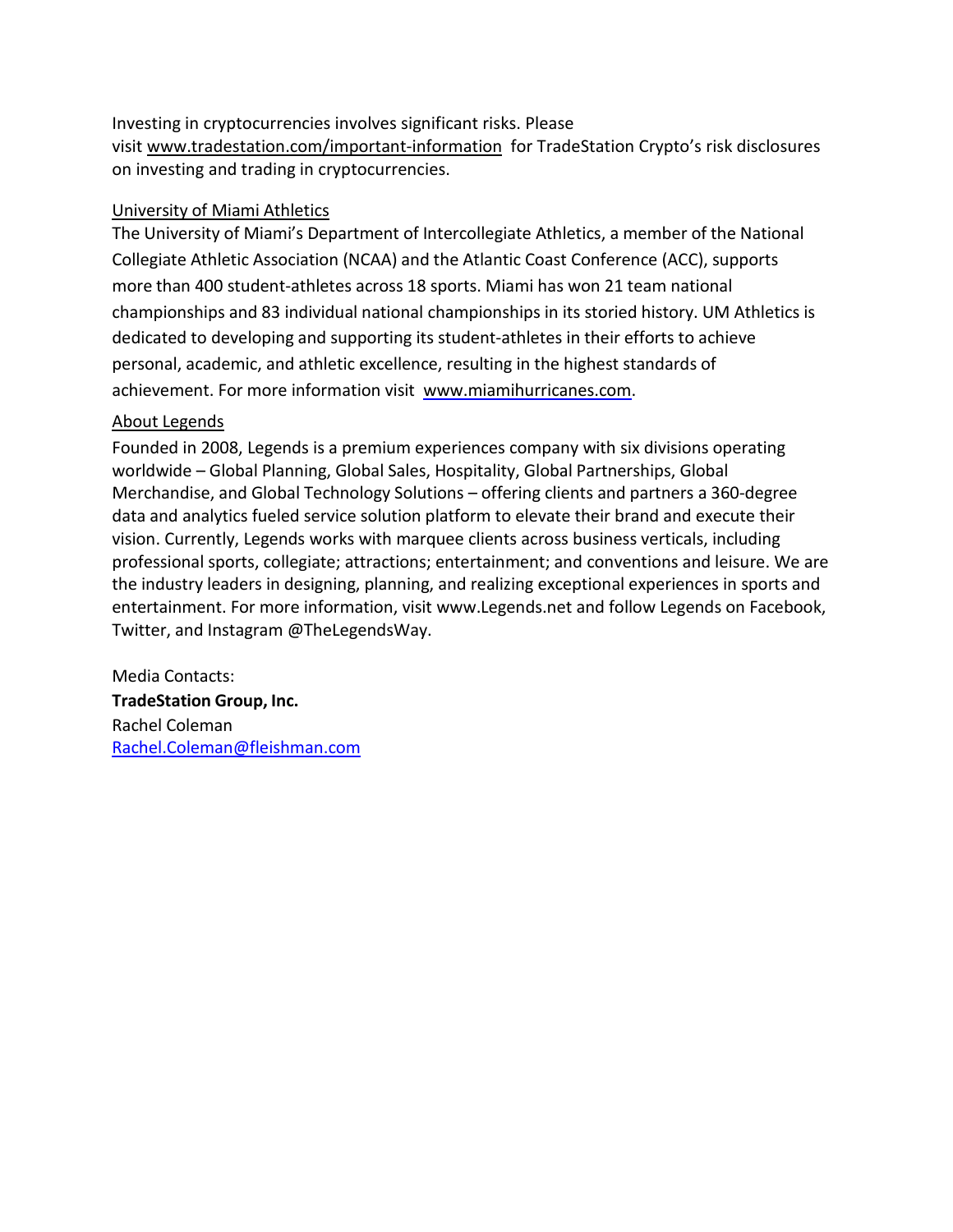Investing in cryptocurrencies involves significant risks. Please visit www.tradestation.com/important-information for TradeStation Crypto's risk disclosures on investing and trading in cryptocurrencies.

University of Miami Athletics

The University of Miami's Department of Intercollegiate Athletics, a member of the National Collegiate Athletic Association (NCAA) and the Atlantic Coast Conference (ACC), supports more than 400 student-athletes across 18 sports. Miami has won 21 team national championships and 83 individual national championships in its storied history. UM Athletics is dedicated to developing and supporting its student-athletes in their efforts to achieve personal, academic, and athletic excellence, resulting in the highest standards of achievement. For more information visit www.miamihurricanes.com.

About Legends

Founded in 2008, Legends is a premium experiences company with six divisions operating worldwide – Global Planning, Global Sales, Hospitality, Global Partnerships, Global Merchandise, and Global Technology Solutions – offering clients and partners a 360-degree data and analytics fueled service solution platform to elevate their brand and execute their vision. Currently, Legends works with marquee clients across business verticals, including professional sports, collegiate; attractions; entertainment; and conventions and leisure. We are the industry leaders in designing, planning, and realizing exceptional experiences in sports and entertainment. For more information, visit www.Legends.net and follow Legends on Facebook, Twitter, and Instagram @TheLegendsWay.

Media Contacts:  
**TradeStation Group, Inc.**  
Rachel Coleman  
Rachel.Coleman@fleishman.com